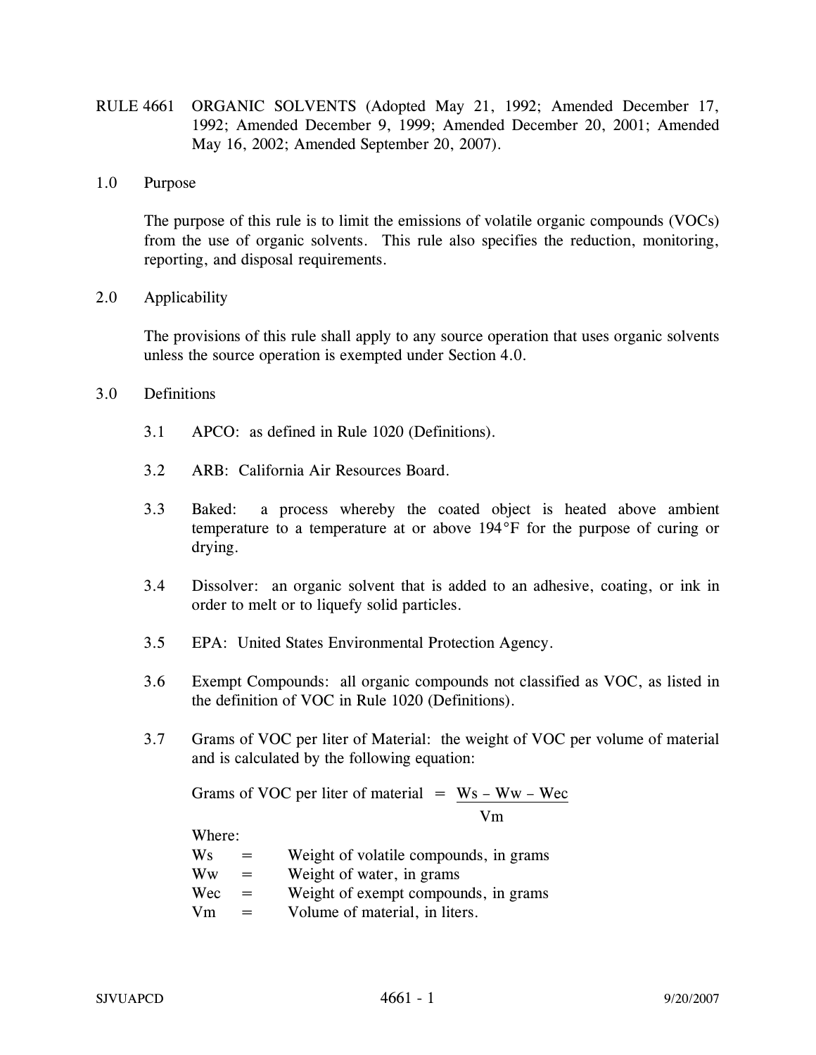# RULE 4661 ORGANIC SOLVENTS (Adopted May 21, 1992; Amended December 17, 1992; Amended December 9, 1999; Amended December 20, 2001; Amended May 16, 2002; Amended September 20, 2007).

## 1.0 Purpose

The purpose of this rule is to limit the emissions of volatile organic compounds (VOCs) from the use of organic solvents. This rule also specifies the reduction, monitoring, reporting, and disposal requirements.

## 2.0 Applicability

The provisions of this rule shall apply to any source operation that uses organic solvents unless the source operation is exempted under Section 4.0.

## 3.0 Definitions

3.1 APCO: as defined in Rule 1020 (Definitions).

3.2 ARB: California Air Resources Board.

3.3 Baked: a process whereby the coated object is heated above ambient temperature to a temperature at or above 194°F for the purpose of curing or drying.

3.4 Dissolver: an organic solvent that is added to an adhesive, coating, or ink in order to melt or to liquefy solid particles.

3.5 EPA: United States Environmental Protection Agency.

3.6 Exempt Compounds: all organic compounds not classified as VOC, as listed in the definition of VOC in Rule 1020 (Definitions).

3.7 Grams of VOC per liter of Material: the weight of VOC per volume of material and is calculated by the following equation:

$$\text{Grams of VOC per liter of material} = \frac{Ws - Ww - Wec}{Vm}$$

Where:

| | | |
|---|---|---|
| Ws | = | Weight of volatile compounds, in grams |
| Ww | = | Weight of water, in grams |
| Wec | = | Weight of exempt compounds, in grams |
| Vm | = | Volume of material, in liters. |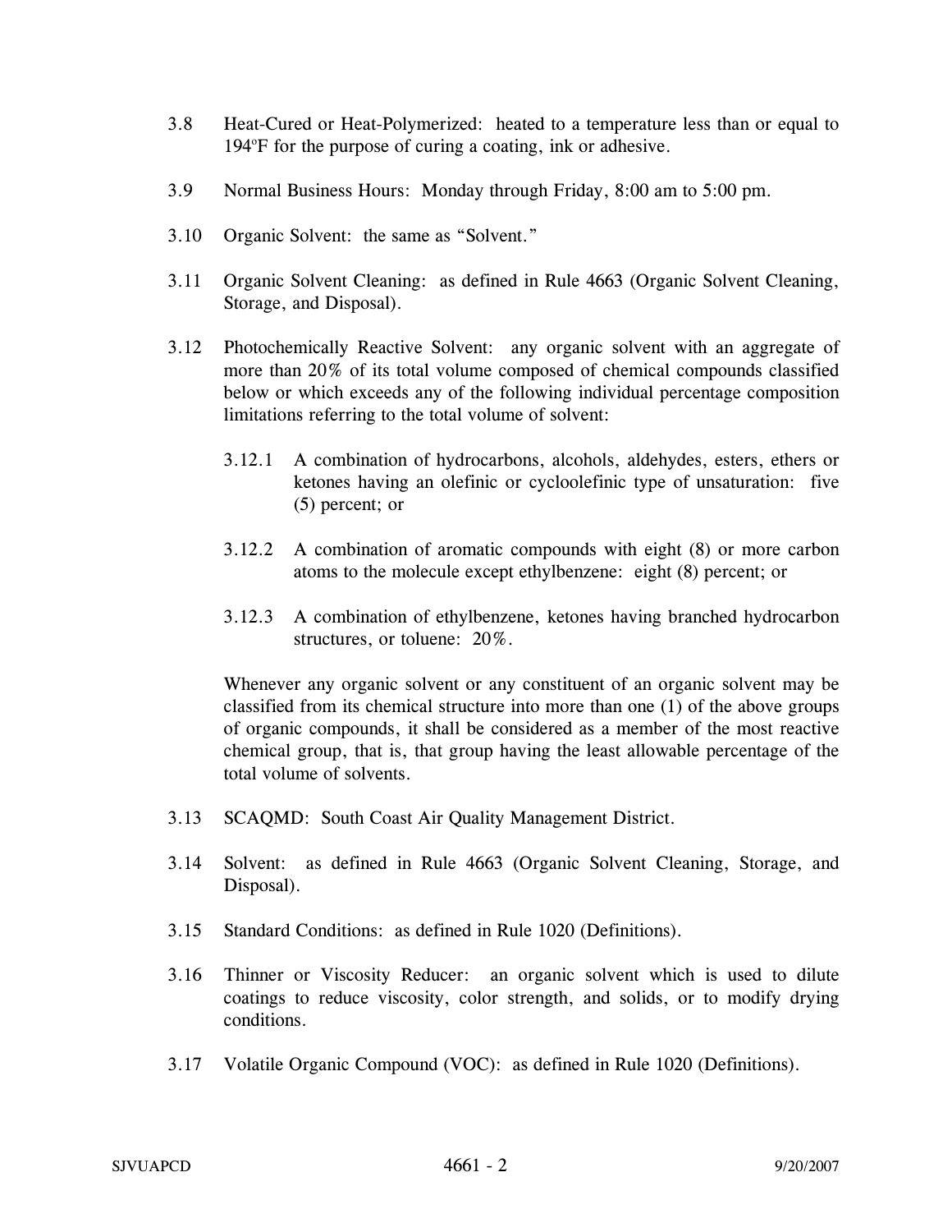3.8 Heat-Cured or Heat-Polymerized: heated to a temperature less than or equal to 194ºF for the purpose of curing a coating, ink or adhesive.

3.9 Normal Business Hours: Monday through Friday, 8:00 am to 5:00 pm.

3.10 Organic Solvent: the same as "Solvent."

3.11 Organic Solvent Cleaning: as defined in Rule 4663 (Organic Solvent Cleaning, Storage, and Disposal).

3.12 Photochemically Reactive Solvent: any organic solvent with an aggregate of more than 20% of its total volume composed of chemical compounds classified below or which exceeds any of the following individual percentage composition limitations referring to the total volume of solvent:

 3.12.1 A combination of hydrocarbons, alcohols, aldehydes, esters, ethers or ketones having an olefinic or cycloolefinic type of unsaturation: five (5) percent; or

 3.12.2 A combination of aromatic compounds with eight (8) or more carbon atoms to the molecule except ethylbenzene: eight (8) percent; or

 3.12.3 A combination of ethylbenzene, ketones having branched hydrocarbon structures, or toluene: 20%.

 Whenever any organic solvent or any constituent of an organic solvent may be classified from its chemical structure into more than one (1) of the above groups of organic compounds, it shall be considered as a member of the most reactive chemical group, that is, that group having the least allowable percentage of the total volume of solvents.

3.13 SCAQMD: South Coast Air Quality Management District.

3.14 Solvent: as defined in Rule 4663 (Organic Solvent Cleaning, Storage, and Disposal).

3.15 Standard Conditions: as defined in Rule 1020 (Definitions).

3.16 Thinner or Viscosity Reducer: an organic solvent which is used to dilute coatings to reduce viscosity, color strength, and solids, or to modify drying conditions.

3.17 Volatile Organic Compound (VOC): as defined in Rule 1020 (Definitions).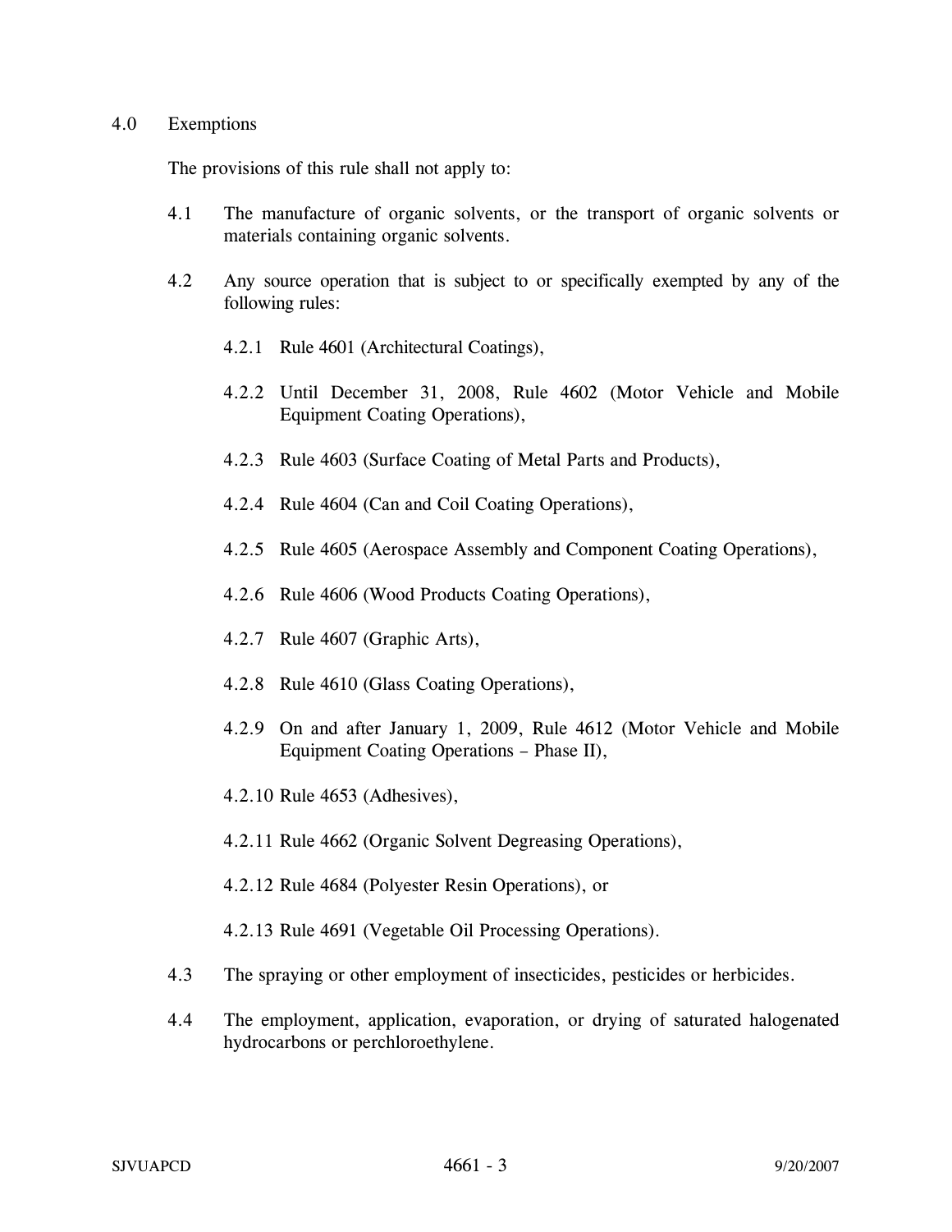## 4.0 Exemptions

The provisions of this rule shall not apply to:

4.1 The manufacture of organic solvents, or the transport of organic solvents or materials containing organic solvents.

4.2 Any source operation that is subject to or specifically exempted by any of the following rules:

4.2.1 Rule 4601 (Architectural Coatings),

4.2.2 Until December 31, 2008, Rule 4602 (Motor Vehicle and Mobile Equipment Coating Operations),

4.2.3 Rule 4603 (Surface Coating of Metal Parts and Products),

4.2.4 Rule 4604 (Can and Coil Coating Operations),

4.2.5 Rule 4605 (Aerospace Assembly and Component Coating Operations),

4.2.6 Rule 4606 (Wood Products Coating Operations),

4.2.7 Rule 4607 (Graphic Arts),

4.2.8 Rule 4610 (Glass Coating Operations),

4.2.9 On and after January 1, 2009, Rule 4612 (Motor Vehicle and Mobile Equipment Coating Operations – Phase II),

4.2.10 Rule 4653 (Adhesives),

4.2.11 Rule 4662 (Organic Solvent Degreasing Operations),

4.2.12 Rule 4684 (Polyester Resin Operations), or

4.2.13 Rule 4691 (Vegetable Oil Processing Operations).

4.3 The spraying or other employment of insecticides, pesticides or herbicides.

4.4 The employment, application, evaporation, or drying of saturated halogenated hydrocarbons or perchloroethylene.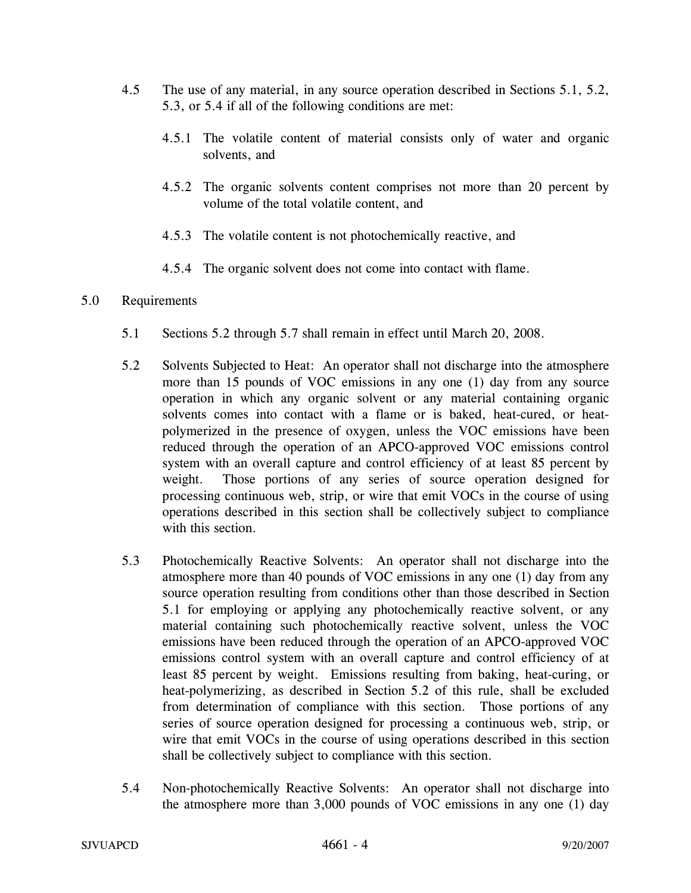4.5 The use of any material, in any source operation described in Sections 5.1, 5.2, 5.3, or 5.4 if all of the following conditions are met:

4.5.1 The volatile content of material consists only of water and organic solvents, and

4.5.2 The organic solvents content comprises not more than 20 percent by volume of the total volatile content, and

4.5.3 The volatile content is not photochemically reactive, and

4.5.4 The organic solvent does not come into contact with flame.

## 5.0 Requirements

5.1 Sections 5.2 through 5.7 shall remain in effect until March 20, 2008.

5.2 Solvents Subjected to Heat: An operator shall not discharge into the atmosphere more than 15 pounds of VOC emissions in any one (1) day from any source operation in which any organic solvent or any material containing organic solvents comes into contact with a flame or is baked, heat-cured, or heat-polymerized in the presence of oxygen, unless the VOC emissions have been reduced through the operation of an APCO-approved VOC emissions control system with an overall capture and control efficiency of at least 85 percent by weight. Those portions of any series of source operation designed for processing continuous web, strip, or wire that emit VOCs in the course of using operations described in this section shall be collectively subject to compliance with this section.

5.3 Photochemically Reactive Solvents: An operator shall not discharge into the atmosphere more than 40 pounds of VOC emissions in any one (1) day from any source operation resulting from conditions other than those described in Section 5.1 for employing or applying any photochemically reactive solvent, or any material containing such photochemically reactive solvent, unless the VOC emissions have been reduced through the operation of an APCO-approved VOC emissions control system with an overall capture and control efficiency of at least 85 percent by weight. Emissions resulting from baking, heat-curing, or heat-polymerizing, as described in Section 5.2 of this rule, shall be excluded from determination of compliance with this section. Those portions of any series of source operation designed for processing a continuous web, strip, or wire that emit VOCs in the course of using operations described in this section shall be collectively subject to compliance with this section.

5.4 Non-photochemically Reactive Solvents: An operator shall not discharge into the atmosphere more than 3,000 pounds of VOC emissions in any one (1) day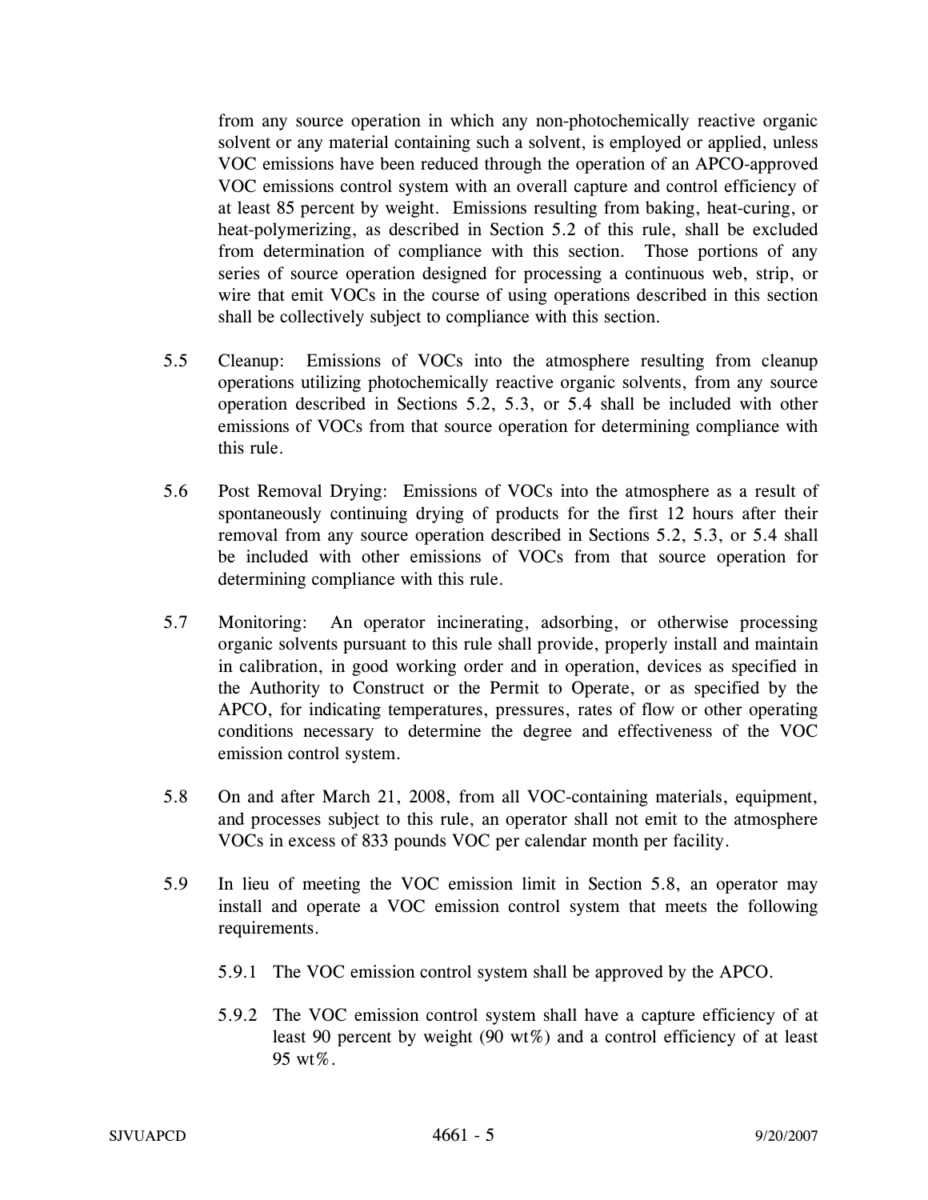from any source operation in which any non-photochemically reactive organic solvent or any material containing such a solvent, is employed or applied, unless VOC emissions have been reduced through the operation of an APCO-approved VOC emissions control system with an overall capture and control efficiency of at least 85 percent by weight. Emissions resulting from baking, heat-curing, or heat-polymerizing, as described in Section 5.2 of this rule, shall be excluded from determination of compliance with this section. Those portions of any series of source operation designed for processing a continuous web, strip, or wire that emit VOCs in the course of using operations described in this section shall be collectively subject to compliance with this section.

5.5 Cleanup: Emissions of VOCs into the atmosphere resulting from cleanup operations utilizing photochemically reactive organic solvents, from any source operation described in Sections 5.2, 5.3, or 5.4 shall be included with other emissions of VOCs from that source operation for determining compliance with this rule.

5.6 Post Removal Drying: Emissions of VOCs into the atmosphere as a result of spontaneously continuing drying of products for the first 12 hours after their removal from any source operation described in Sections 5.2, 5.3, or 5.4 shall be included with other emissions of VOCs from that source operation for determining compliance with this rule.

5.7 Monitoring: An operator incinerating, adsorbing, or otherwise processing organic solvents pursuant to this rule shall provide, properly install and maintain in calibration, in good working order and in operation, devices as specified in the Authority to Construct or the Permit to Operate, or as specified by the APCO, for indicating temperatures, pressures, rates of flow or other operating conditions necessary to determine the degree and effectiveness of the VOC emission control system.

5.8 On and after March 21, 2008, from all VOC-containing materials, equipment, and processes subject to this rule, an operator shall not emit to the atmosphere VOCs in excess of 833 pounds VOC per calendar month per facility.

5.9 In lieu of meeting the VOC emission limit in Section 5.8, an operator may install and operate a VOC emission control system that meets the following requirements.

5.9.1 The VOC emission control system shall be approved by the APCO.

5.9.2 The VOC emission control system shall have a capture efficiency of at least 90 percent by weight (90 wt%) and a control efficiency of at least 95 wt%.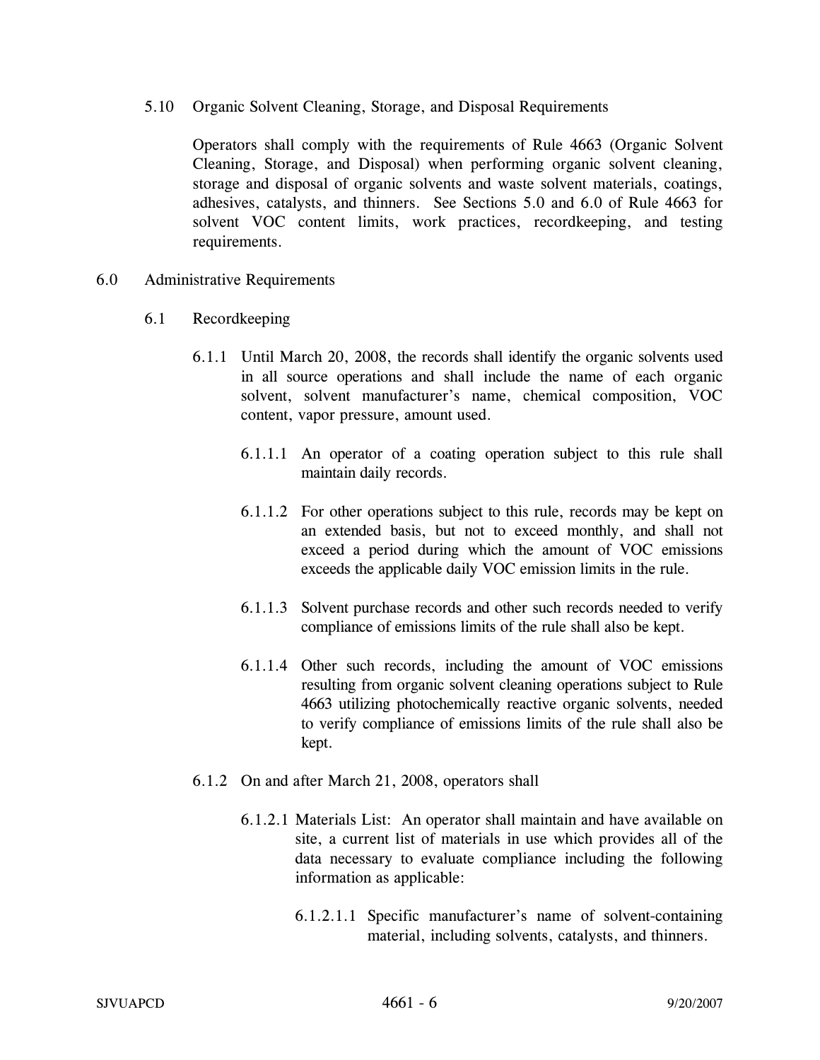5.10 Organic Solvent Cleaning, Storage, and Disposal Requirements

Operators shall comply with the requirements of Rule 4663 (Organic Solvent Cleaning, Storage, and Disposal) when performing organic solvent cleaning, storage and disposal of organic solvents and waste solvent materials, coatings, adhesives, catalysts, and thinners. See Sections 5.0 and 6.0 of Rule 4663 for solvent VOC content limits, work practices, recordkeeping, and testing requirements.

## 6.0 Administrative Requirements

### 6.1 Recordkeeping

6.1.1 Until March 20, 2008, the records shall identify the organic solvents used in all source operations and shall include the name of each organic solvent, solvent manufacturer's name, chemical composition, VOC content, vapor pressure, amount used.

6.1.1.1 An operator of a coating operation subject to this rule shall maintain daily records.

6.1.1.2 For other operations subject to this rule, records may be kept on an extended basis, but not to exceed monthly, and shall not exceed a period during which the amount of VOC emissions exceeds the applicable daily VOC emission limits in the rule.

6.1.1.3 Solvent purchase records and other such records needed to verify compliance of emissions limits of the rule shall also be kept.

6.1.1.4 Other such records, including the amount of VOC emissions resulting from organic solvent cleaning operations subject to Rule 4663 utilizing photochemically reactive organic solvents, needed to verify compliance of emissions limits of the rule shall also be kept.

6.1.2 On and after March 21, 2008, operators shall

6.1.2.1 Materials List: An operator shall maintain and have available on site, a current list of materials in use which provides all of the data necessary to evaluate compliance including the following information as applicable:

6.1.2.1.1 Specific manufacturer's name of solvent-containing material, including solvents, catalysts, and thinners.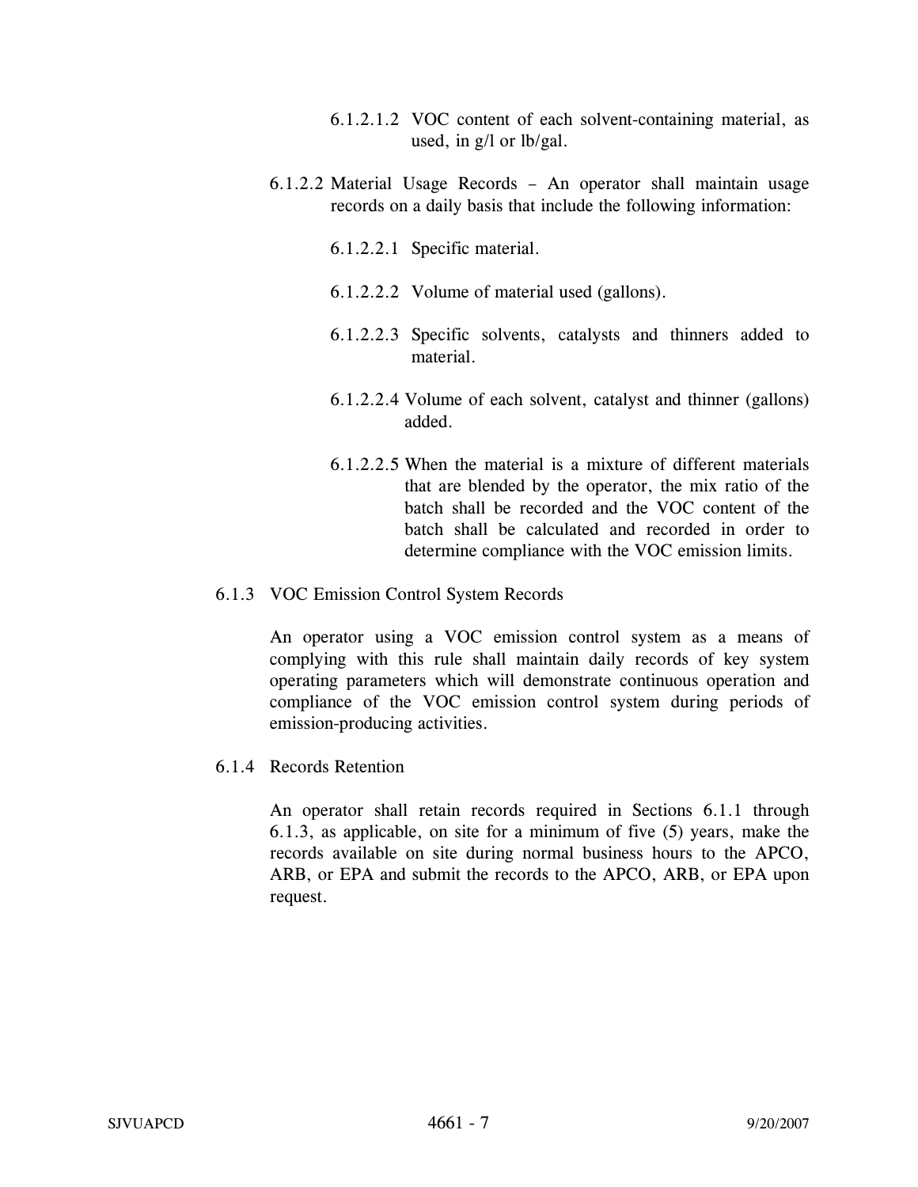6.1.2.1.2 VOC content of each solvent-containing material, as used, in g/l or lb/gal.

6.1.2.2 Material Usage Records – An operator shall maintain usage records on a daily basis that include the following information:

6.1.2.2.1 Specific material.

6.1.2.2.2 Volume of material used (gallons).

6.1.2.2.3 Specific solvents, catalysts and thinners added to material.

6.1.2.2.4 Volume of each solvent, catalyst and thinner (gallons) added.

6.1.2.2.5 When the material is a mixture of different materials that are blended by the operator, the mix ratio of the batch shall be recorded and the VOC content of the batch shall be calculated and recorded in order to determine compliance with the VOC emission limits.

6.1.3 VOC Emission Control System Records

An operator using a VOC emission control system as a means of complying with this rule shall maintain daily records of key system operating parameters which will demonstrate continuous operation and compliance of the VOC emission control system during periods of emission-producing activities.

6.1.4 Records Retention

An operator shall retain records required in Sections 6.1.1 through 6.1.3, as applicable, on site for a minimum of five (5) years, make the records available on site during normal business hours to the APCO, ARB, or EPA and submit the records to the APCO, ARB, or EPA upon request.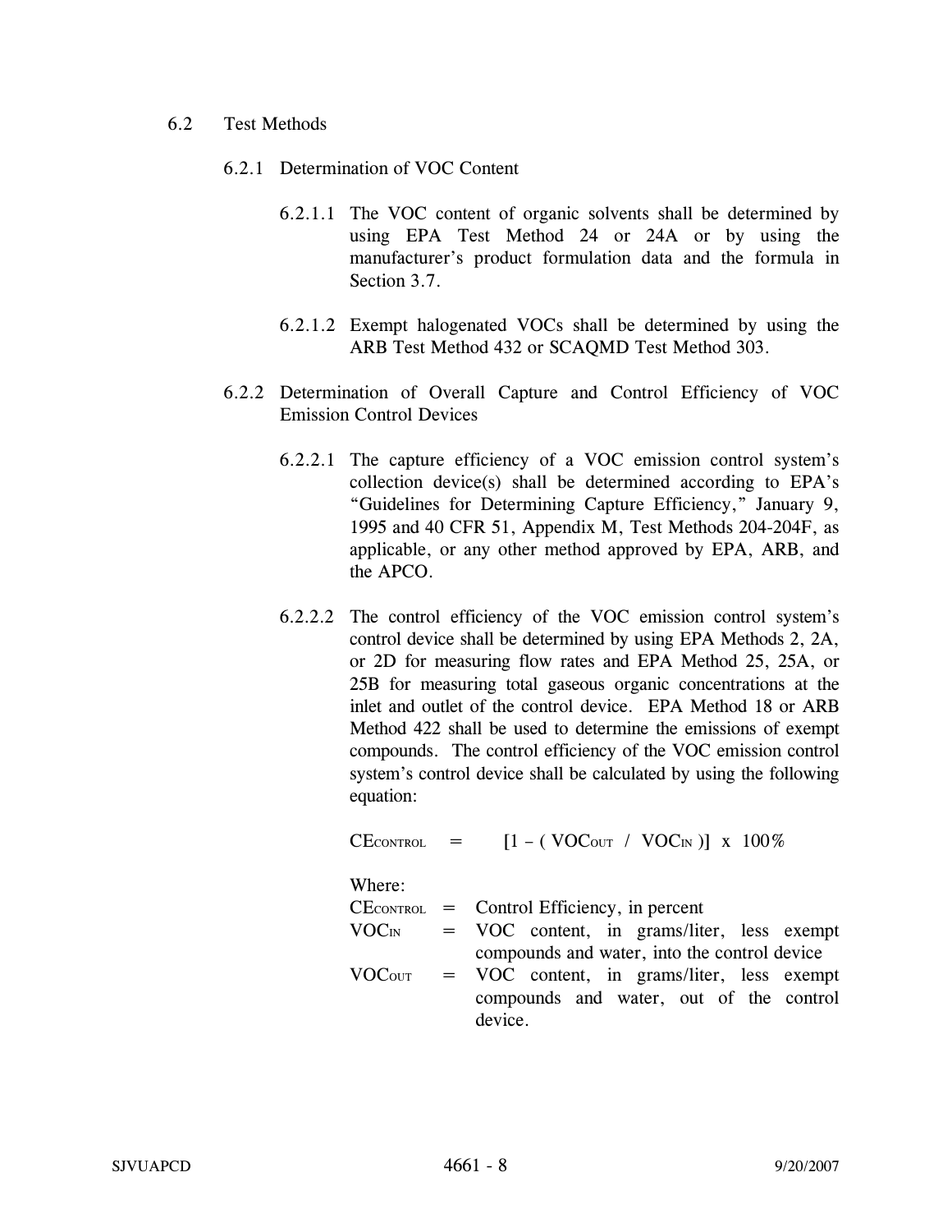6.2 Test Methods

6.2.1 Determination of VOC Content

6.2.1.1 The VOC content of organic solvents shall be determined by using EPA Test Method 24 or 24A or by using the manufacturer's product formulation data and the formula in Section 3.7.

6.2.1.2 Exempt halogenated VOCs shall be determined by using the ARB Test Method 432 or SCAQMD Test Method 303.

6.2.2 Determination of Overall Capture and Control Efficiency of VOC Emission Control Devices

6.2.2.1 The capture efficiency of a VOC emission control system's collection device(s) shall be determined according to EPA's "Guidelines for Determining Capture Efficiency," January 9, 1995 and 40 CFR 51, Appendix M, Test Methods 204-204F, as applicable, or any other method approved by EPA, ARB, and the APCO.

6.2.2.2 The control efficiency of the VOC emission control system's control device shall be determined by using EPA Methods 2, 2A, or 2D for measuring flow rates and EPA Method 25, 25A, or 25B for measuring total gaseous organic concentrations at the inlet and outlet of the control device. EPA Method 18 or ARB Method 422 shall be used to determine the emissions of exempt compounds. The control efficiency of the VOC emission control system's control device shall be calculated by using the following equation:

$$CE_{CONTROL} = [1 - ( VOC_{OUT} / VOC_{IN} )] \times 100\%$$

Where:

$CE_{CONTROL}$ = Control Efficiency, in percent

$VOC_{IN}$ = VOC content, in grams/liter, less exempt compounds and water, into the control device

$VOC_{OUT}$ = VOC content, in grams/liter, less exempt compounds and water, out of the control device.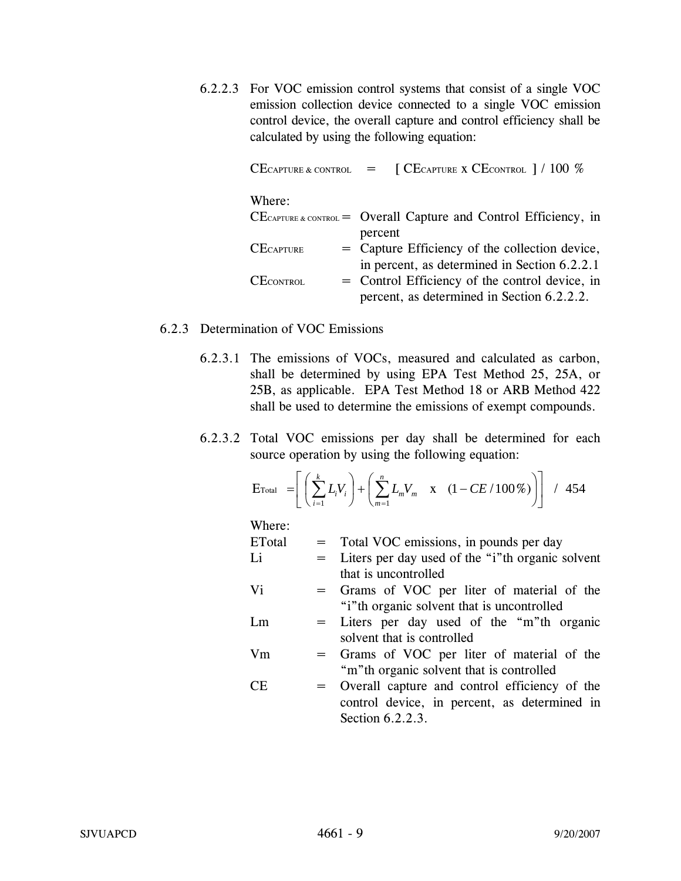6.2.2.3 For VOC emission control systems that consist of a single VOC emission collection device connected to a single VOC emission control device, the overall capture and control efficiency shall be calculated by using the following equation:

$$CE_{CAPTURE \& CONTROL} = [CE_{CAPTURE} \times CE_{CONTROL}] / 100\%$$

Where:

- $CE_{CAPTURE \& CONTROL}$ = Overall Capture and Control Efficiency, in percent
- $CE_{CAPTURE}$ = Capture Efficiency of the collection device, in percent, as determined in Section 6.2.2.1
- $CE_{CONTROL}$ = Control Efficiency of the control device, in percent, as determined in Section 6.2.2.2.

6.2.3 Determination of VOC Emissions

6.2.3.1 The emissions of VOCs, measured and calculated as carbon, shall be determined by using EPA Test Method 25, 25A, or 25B, as applicable. EPA Test Method 18 or ARB Method 422 shall be used to determine the emissions of exempt compounds.

6.2.3.2 Total VOC emissions per day shall be determined for each source operation by using the following equation:

$$E_{Total} = \left[ \left( \sum_{i=1}^{k} L_i V_i \right) + \left( \sum_{m=1}^{n} L_m V_m \quad x \quad (1 - CE / 100\%) \right) \right] \; / \; 454$$

Where:

- ETotal = Total VOC emissions, in pounds per day
- Li = Liters per day used of the "i"th organic solvent that is uncontrolled
- Vi = Grams of VOC per liter of material of the "i"th organic solvent that is uncontrolled
- Lm = Liters per day used of the "m"th organic solvent that is controlled
- Vm = Grams of VOC per liter of material of the "m"th organic solvent that is controlled
- CE = Overall capture and control efficiency of the control device, in percent, as determined in Section 6.2.2.3.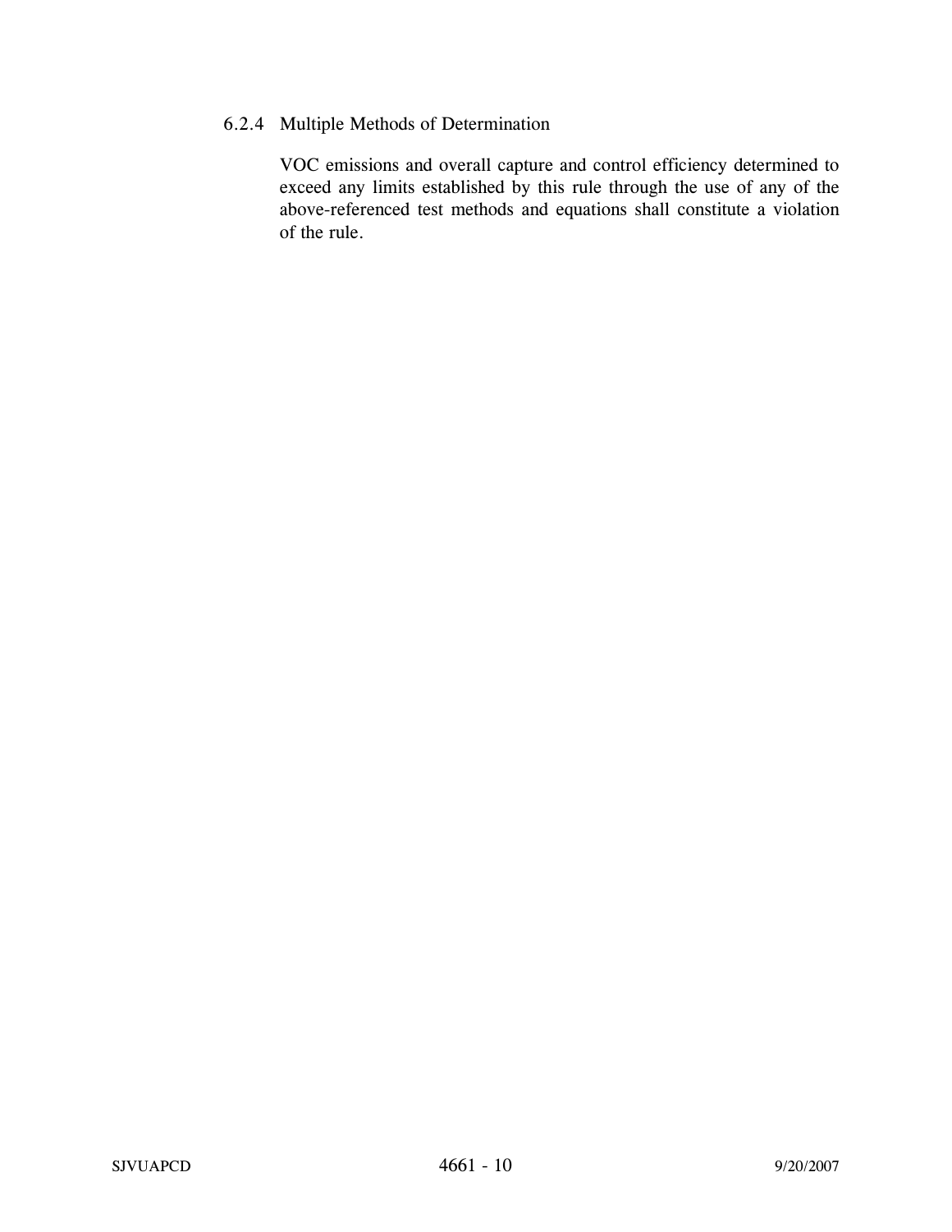#### 6.2.4 Multiple Methods of Determination

VOC emissions and overall capture and control efficiency determined to exceed any limits established by this rule through the use of any of the above-referenced test methods and equations shall constitute a violation of the rule.